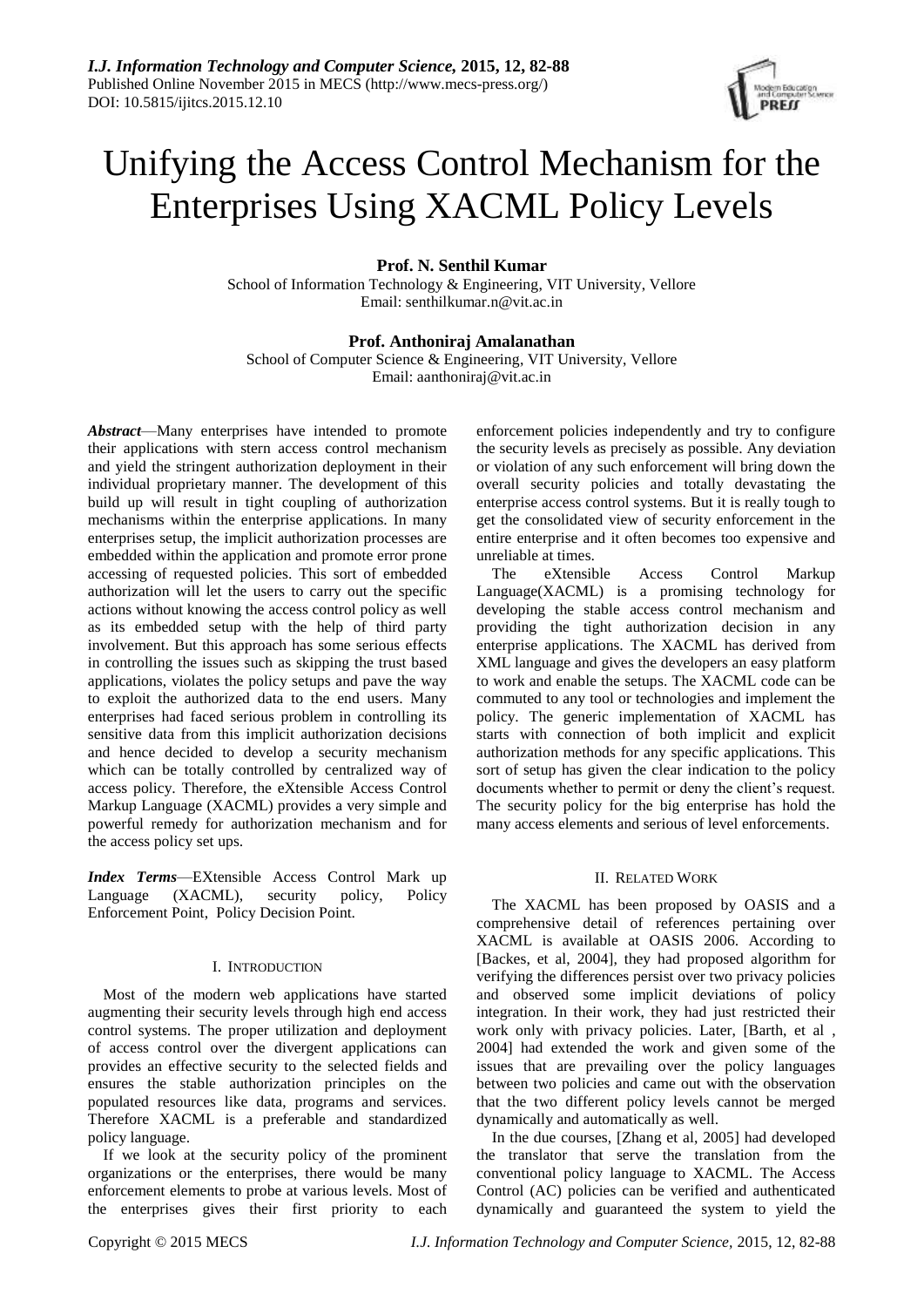# Unifying the Access Control Mechanism for the Enterprises Using XACML Policy Levels

**Prof. N. Senthil Kumar**
School of Information Technology & Engineering, VIT University, Vellore
Email: senthilkumar.n@vit.ac.in

**Prof. Anthoniraj Amalanathan**
School of Computer Science & Engineering, VIT University, Vellore
Email: aanthoniraj@vit.ac.in

***Abstract***—Many enterprises have intended to promote their applications with stern access control mechanism and yield the stringent authorization deployment in their individual proprietary manner. The development of this build up will result in tight coupling of authorization mechanisms within the enterprise applications. In many enterprises setup, the implicit authorization processes are embedded within the application and promote error prone accessing of requested policies. This sort of embedded authorization will let the users to carry out the specific actions without knowing the access control policy as well as its embedded setup with the help of third party involvement. But this approach has some serious effects in controlling the issues such as skipping the trust based applications, violates the policy setups and pave the way to exploit the authorized data to the end users. Many enterprises had faced serious problem in controlling its sensitive data from this implicit authorization decisions and hence decided to develop a security mechanism which can be totally controlled by centralized way of access policy. Therefore, the eXtensible Access Control Markup Language (XACML) provides a very simple and powerful remedy for authorization mechanism and for the access policy set ups.

***Index Terms***—EXtensible Access Control Mark up Language (XACML), security policy, Policy Enforcement Point, Policy Decision Point.

## I. Introduction

Most of the modern web applications have started augmenting their security levels through high end access control systems. The proper utilization and deployment of access control over the divergent applications can provides an effective security to the selected fields and ensures the stable authorization principles on the populated resources like data, programs and services. Therefore XACML is a preferable and standardized policy language.

If we look at the security policy of the prominent organizations or the enterprises, there would be many enforcement elements to probe at various levels. Most of the enterprises gives their first priority to each enforcement policies independently and try to configure the security levels as precisely as possible. Any deviation or violation of any such enforcement will bring down the overall security policies and totally devastating the enterprise access control systems. But it is really tough to get the consolidated view of security enforcement in the entire enterprise and it often becomes too expensive and unreliable at times.

The eXtensible Access Control Markup Language(XACML) is a promising technology for developing the stable access control mechanism and providing the tight authorization decision in any enterprise applications. The XACML has derived from XML language and gives the developers an easy platform to work and enable the setups. The XACML code can be commuted to any tool or technologies and implement the policy. The generic implementation of XACML has starts with connection of both implicit and explicit authorization methods for any specific applications. This sort of setup has given the clear indication to the policy documents whether to permit or deny the client's request. The security policy for the big enterprise has hold the many access elements and serious of level enforcements.

## II. Related Work

The XACML has been proposed by OASIS and a comprehensive detail of references pertaining over XACML is available at OASIS 2006. According to [Backes, et al, 2004], they had proposed algorithm for verifying the differences persist over two privacy policies and observed some implicit deviations of policy integration. In their work, they had just restricted their work only with privacy policies. Later, [Barth, et al , 2004] had extended the work and given some of the issues that are prevailing over the policy languages between two policies and came out with the observation that the two different policy levels cannot be merged dynamically and automatically as well.

In the due courses, [Zhang et al, 2005] had developed the translator that serve the translation from the conventional policy language to XACML. The Access Control (AC) policies can be verified and authenticated dynamically and guaranteed the system to yield the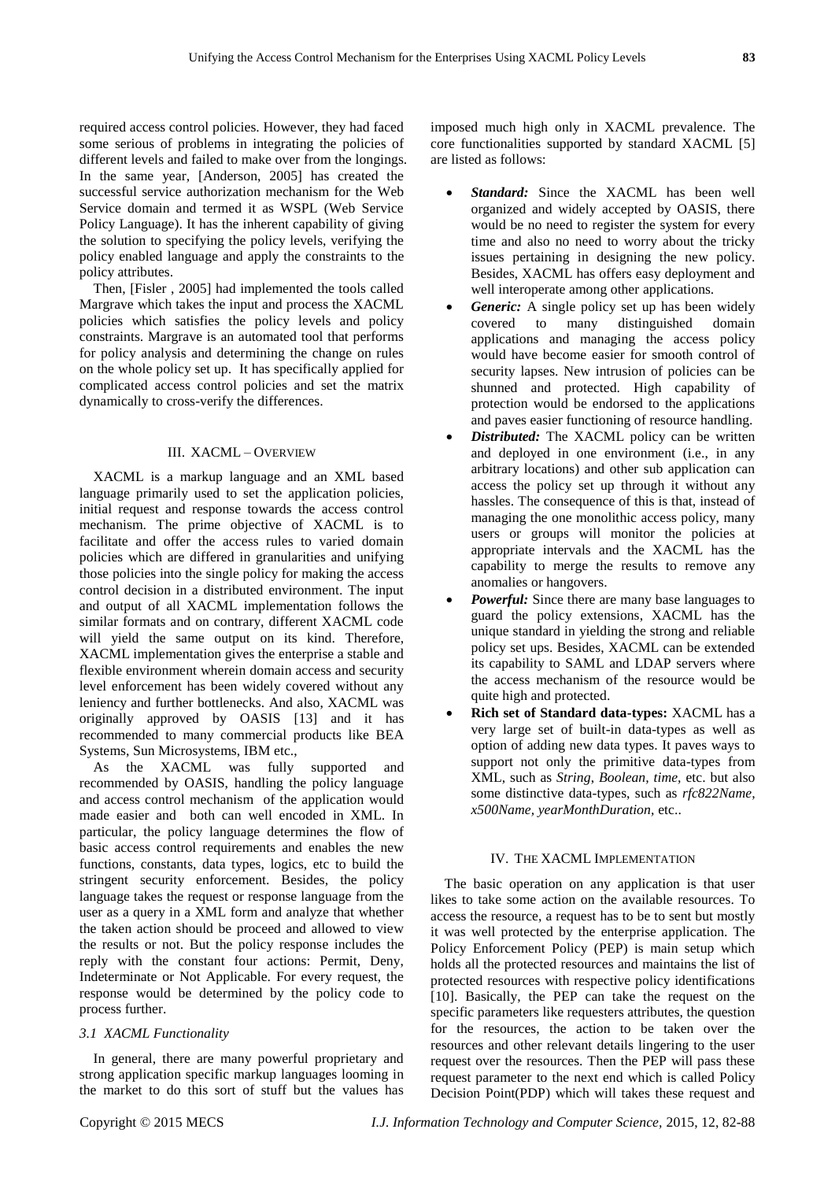required access control policies. However, they had faced some serious of problems in integrating the policies of different levels and failed to make over from the longings. In the same year, [Anderson, 2005] has created the successful service authorization mechanism for the Web Service domain and termed it as WSPL (Web Service Policy Language). It has the inherent capability of giving the solution to specifying the policy levels, verifying the policy enabled language and apply the constraints to the policy attributes.

Then, [Fisler , 2005] had implemented the tools called Margrave which takes the input and process the XACML policies which satisfies the policy levels and policy constraints. Margrave is an automated tool that performs for policy analysis and determining the change on rules on the whole policy set up. It has specifically applied for complicated access control policies and set the matrix dynamically to cross-verify the differences.

## III. XACML – Overview

XACML is a markup language and an XML based language primarily used to set the application policies, initial request and response towards the access control mechanism. The prime objective of XACML is to facilitate and offer the access rules to varied domain policies which are differed in granularities and unifying those policies into the single policy for making the access control decision in a distributed environment. The input and output of all XACML implementation follows the similar formats and on contrary, different XACML code will yield the same output on its kind. Therefore, XACML implementation gives the enterprise a stable and flexible environment wherein domain access and security level enforcement has been widely covered without any leniency and further bottlenecks. And also, XACML was originally approved by OASIS [13] and it has recommended to many commercial products like BEA Systems, Sun Microsystems, IBM etc.,

As the XACML was fully supported and recommended by OASIS, handling the policy language and access control mechanism of the application would made easier and both can well encoded in XML. In particular, the policy language determines the flow of basic access control requirements and enables the new functions, constants, data types, logics, etc to build the stringent security enforcement. Besides, the policy language takes the request or response language from the user as a query in a XML form and analyze that whether the taken action should be proceed and allowed to view the results or not. But the policy response includes the reply with the constant four actions: Permit, Deny, Indeterminate or Not Applicable. For every request, the response would be determined by the policy code to process further.

### *3.1 XACML Functionality*

In general, there are many powerful proprietary and strong application specific markup languages looming in the market to do this sort of stuff but the values has imposed much high only in XACML prevalence. The core functionalities supported by standard XACML [5] are listed as follows:

- ***Standard:*** Since the XACML has been well organized and widely accepted by OASIS, there would be no need to register the system for every time and also no need to worry about the tricky issues pertaining in designing the new policy. Besides, XACML has offers easy deployment and well interoperate among other applications.
- ***Generic:*** A single policy set up has been widely covered to many distinguished domain applications and managing the access policy would have become easier for smooth control of security lapses. New intrusion of policies can be shunned and protected. High capability of protection would be endorsed to the applications and paves easier functioning of resource handling.
- ***Distributed:*** The XACML policy can be written and deployed in one environment (i.e., in any arbitrary locations) and other sub application can access the policy set up through it without any hassles. The consequence of this is that, instead of managing the one monolithic access policy, many users or groups will monitor the policies at appropriate intervals and the XACML has the capability to merge the results to remove any anomalies or hangovers.
- ***Powerful:*** Since there are many base languages to guard the policy extensions, XACML has the unique standard in yielding the strong and reliable policy set ups. Besides, XACML can be extended its capability to SAML and LDAP servers where the access mechanism of the resource would be quite high and protected.
- **Rich set of Standard data-types:** XACML has a very large set of built-in data-types as well as option of adding new data types. It paves ways to support not only the primitive data-types from XML, such as *String, Boolean, time,* etc. but also some distinctive data-types, such as *rfc822Name, x500Name, yearMonthDuration,* etc..

## IV. The XACML Implementation

The basic operation on any application is that user likes to take some action on the available resources. To access the resource, a request has to be to sent but mostly it was well protected by the enterprise application. The Policy Enforcement Policy (PEP) is main setup which holds all the protected resources and maintains the list of protected resources with respective policy identifications [10]. Basically, the PEP can take the request on the specific parameters like requesters attributes, the question for the resources, the action to be taken over the resources and other relevant details lingering to the user request over the resources. Then the PEP will pass these request parameter to the next end which is called Policy Decision Point(PDP) which will takes these request and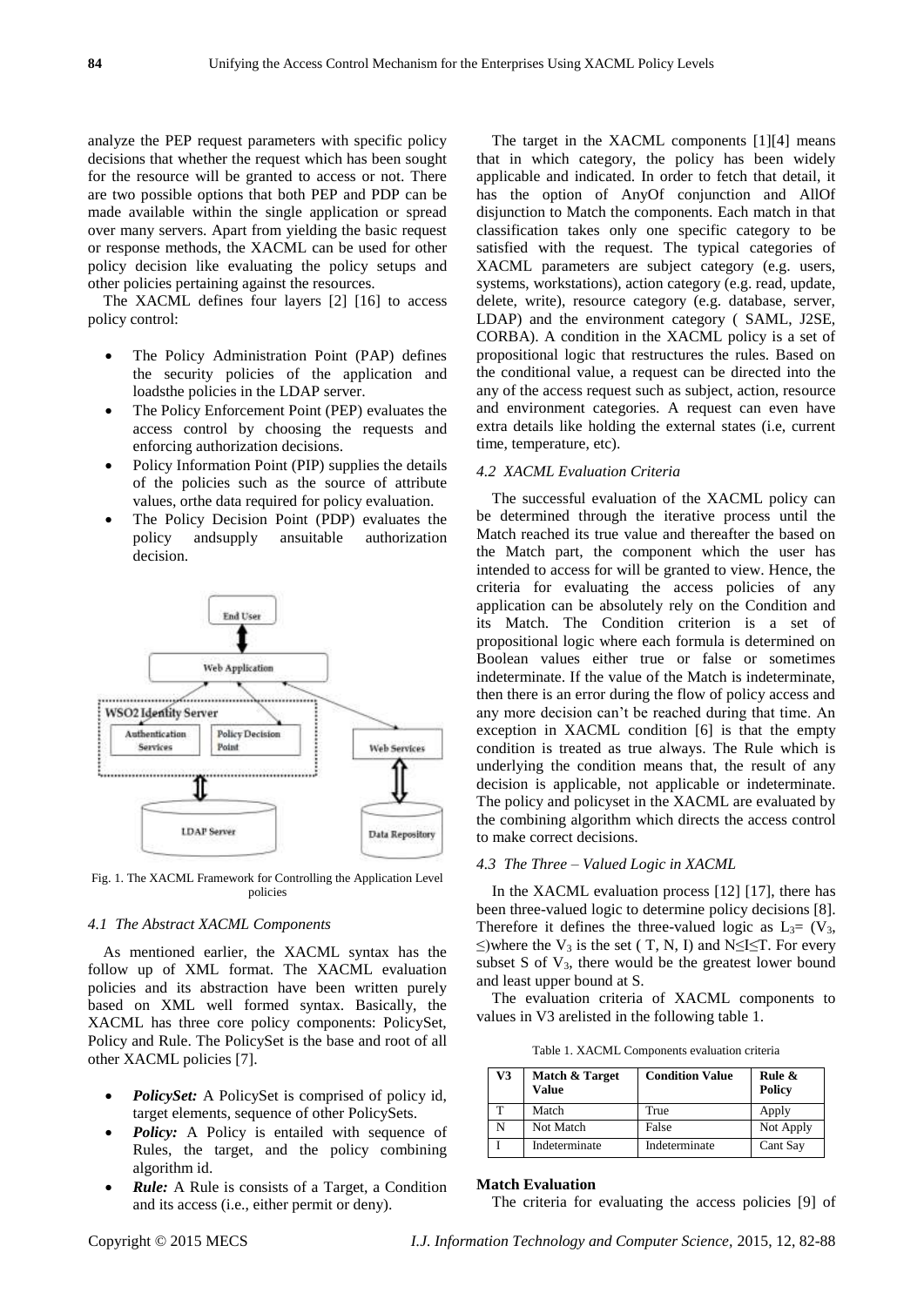analyze the PEP request parameters with specific policy decisions that whether the request which has been sought for the resource will be granted to access or not. There are two possible options that both PEP and PDP can be made available within the single application or spread over many servers. Apart from yielding the basic request or response methods, the XACML can be used for other policy decision like evaluating the policy setups and other policies pertaining against the resources.

The XACML defines four layers [2] [16] to access policy control:

- The Policy Administration Point (PAP) defines the security policies of the application and loadsthe policies in the LDAP server.
- The Policy Enforcement Point (PEP) evaluates the access control by choosing the requests and enforcing authorization decisions.
- Policy Information Point (PIP) supplies the details of the policies such as the source of attribute values, orthe data required for policy evaluation.
- The Policy Decision Point (PDP) evaluates the policy andsupply ansuitable authorization decision.

End User

Web Application

WSO2 Identity Server

Authentication Services

Policy Decision Point

Web Services

LDAP Server

Data Repository

Fig. 1. The XACML Framework for Controlling the Application Level policies

### *4.1 The Abstract XACML Components*

As mentioned earlier, the XACML syntax has the follow up of XML format. The XACML evaluation policies and its abstraction have been written purely based on XML well formed syntax. Basically, the XACML has three core policy components: PolicySet, Policy and Rule. The PolicySet is the base and root of all other XACML policies [7].

- ***PolicySet:*** A PolicySet is comprised of policy id, target elements, sequence of other PolicySets.
- ***Policy:*** A Policy is entailed with sequence of Rules, the target, and the policy combining algorithm id.
- ***Rule:*** A Rule is consists of a Target, a Condition and its access (i.e., either permit or deny).

The target in the XACML components [1][4] means that in which category, the policy has been widely applicable and indicated. In order to fetch that detail, it has the option of AnyOf conjunction and AllOf disjunction to Match the components. Each match in that classification takes only one specific category to be satisfied with the request. The typical categories of XACML parameters are subject category (e.g. users, systems, workstations), action category (e.g. read, update, delete, write), resource category (e.g. database, server, LDAP) and the environment category ( SAML, J2SE, CORBA). A condition in the XACML policy is a set of propositional logic that restructures the rules. Based on the conditional value, a request can be directed into the any of the access request such as subject, action, resource and environment categories. A request can even have extra details like holding the external states (i.e, current time, temperature, etc).

### *4.2 XACML Evaluation Criteria*

The successful evaluation of the XACML policy can be determined through the iterative process until the Match reached its true value and thereafter the based on the Match part, the component which the user has intended to access for will be granted to view. Hence, the criteria for evaluating the access policies of any application can be absolutely rely on the Condition and its Match. The Condition criterion is a set of propositional logic where each formula is determined on Boolean values either true or false or sometimes indeterminate. If the value of the Match is indeterminate, then there is an error during the flow of policy access and any more decision can't be reached during that time. An exception in XACML condition [6] is that the empty condition is treated as true always. The Rule which is underlying the condition means that, the result of any decision is applicable, not applicable or indeterminate. The policy and policyset in the XACML are evaluated by the combining algorithm which directs the access control to make correct decisions.

### *4.3 The Three – Valued Logic in XACML*

In the XACML evaluation process [12] [17], there has been three-valued logic to determine policy decisions [8]. Therefore it defines the three-valued logic as $L_3= (V_3, \leq)$where the $V_3$ is the set ( T, N, I) and $N \leq I \leq T$. For every subset S of $V_3$, there would be the greatest lower bound and least upper bound at S.

The evaluation criteria of XACML components to values in V3 arelisted in the following table 1.

Table 1. XACML Components evaluation criteria

| V3 | Match & Target Value | Condition Value | Rule & Policy |
|---|---|---|---|
| T | Match | True | Apply |
| N | Not Match | False | Not Apply |
| I | Indeterminate | Indeterminate | Cant Say |

**Match Evaluation**

The criteria for evaluating the access policies [9] of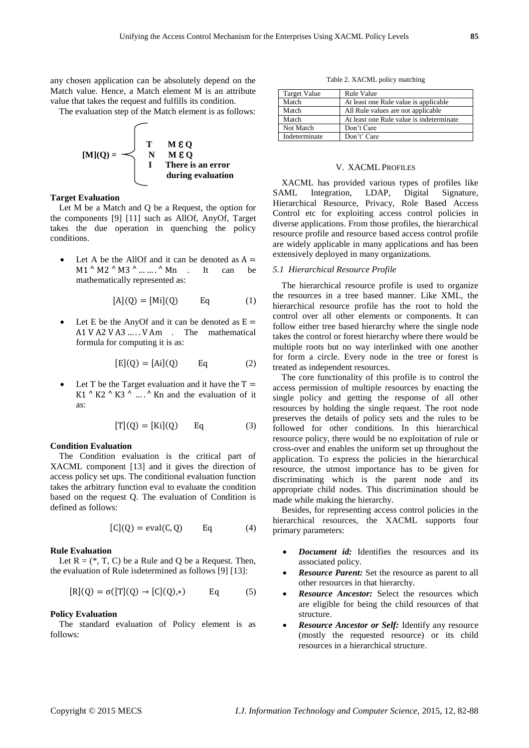any chosen application can be absolutely depend on the Match value. Hence, a Match element M is an attribute value that takes the request and fulfills its condition.

The evaluation step of the Match element is as follows:

$$[\mathbf{M}](\mathbf{Q}) = \begin{cases} \mathbf{T} & \mathbf{M} \,\mathcal{E}\, \mathbf{Q} \\ \mathbf{N} & \mathbf{M} \,\mathcal{E}\, \mathbf{Q} \\ \mathbf{I} & \textbf{There is an error during evaluation} \end{cases}$$

**Target Evaluation**

Let M be a Match and Q be a Request, the option for the components [9] [11] such as AllOf, AnyOf, Target takes the due operation in quenching the policy conditions.

- Let A be the AllOf and it can be denoted as $A = M1 \wedge M2 \wedge M3 \wedge \ldots\ldots \wedge Mn$ . It can be mathematically represented as:

$$[A](Q) = [Mi](Q) \qquad \text{Eq} \qquad (1)$$

- Let E be the AnyOf and it can be denoted as $E = A1 \vee A2 \vee A3 \ldots\ldots \vee Am$ . The mathematical formula for computing it is as:

$$[E](Q) = [Ai](Q) \qquad \text{Eq} \qquad (2)$$

- Let T be the Target evaluation and it have the $T = K1 \wedge K2 \wedge K3 \wedge \ldots . \wedge Kn$ and the evaluation of it as:

$$[T](Q) = [Ki](Q) \qquad \text{Eq} \qquad (3)$$

**Condition Evaluation**

The Condition evaluation is the critical part of XACML component [13] and it gives the direction of access policy set ups. The conditional evaluation function takes the arbitrary function eval to evaluate the condition based on the request Q. The evaluation of Condition is defined as follows:

$$[C](Q) = \text{eval}(C, Q) \qquad \text{Eq} \qquad (4)$$

**Rule Evaluation**

Let R = (*, T, C) be a Rule and Q be a Request. Then, the evaluation of Rule isdetermined as follows [9] [13]:

$$[R](Q) = \sigma([T](Q) \rightarrow [C](Q),*) \qquad \text{Eq} \qquad (5)$$

**Policy Evaluation**

The standard evaluation of Policy element is as follows:

Table 2. XACML policy matching

| Target Value | Rule Value |
|---|---|
| Match | At least one Rule value is applicable |
| Match | All Rule values are not applicable |
| Match | At least one Rule value is indeterminate |
| Not Match | Don't Care |
| Indeterminate | Don't' Care |

## V. XACML Profiles

XACML has provided various types of profiles like SAML Integration, LDAP, Digital Signature, Hierarchical Resource, Privacy, Role Based Access Control etc for exploiting access control policies in diverse applications. From those profiles, the hierarchical resource profile and resource based access control profile are widely applicable in many applications and has been extensively deployed in many organizations.

### *5.1 Hierarchical Resource Profile*

The hierarchical resource profile is used to organize the resources in a tree based manner. Like XML, the hierarchical resource profile has the root to hold the control over all other elements or components. It can follow either tree based hierarchy where the single node takes the control or forest hierarchy where there would be multiple roots but no way interlinked with one another for form a circle. Every node in the tree or forest is treated as independent resources.

The core functionality of this profile is to control the access permission of multiple resources by enacting the single policy and getting the response of all other resources by holding the single request. The root node preserves the details of policy sets and the rules to be followed for other conditions. In this hierarchical resource policy, there would be no exploitation of rule or cross-over and enables the uniform set up throughout the application. To express the policies in the hierarchical resource, the utmost importance has to be given for discriminating which is the parent node and its appropriate child nodes. This discrimination should be made while making the hierarchy.

Besides, for representing access control policies in the hierarchical resources, the XACML supports four primary parameters:

- ***Document id:*** Identifies the resources and its associated policy.
- ***Resource Parent:*** Set the resource as parent to all other resources in that hierarchy.
- ***Resource Ancestor:*** Select the resources which are eligible for being the child resources of that structure.
- ***Resource Ancestor or Self:*** Identify any resource (mostly the requested resource) or its child resources in a hierarchical structure.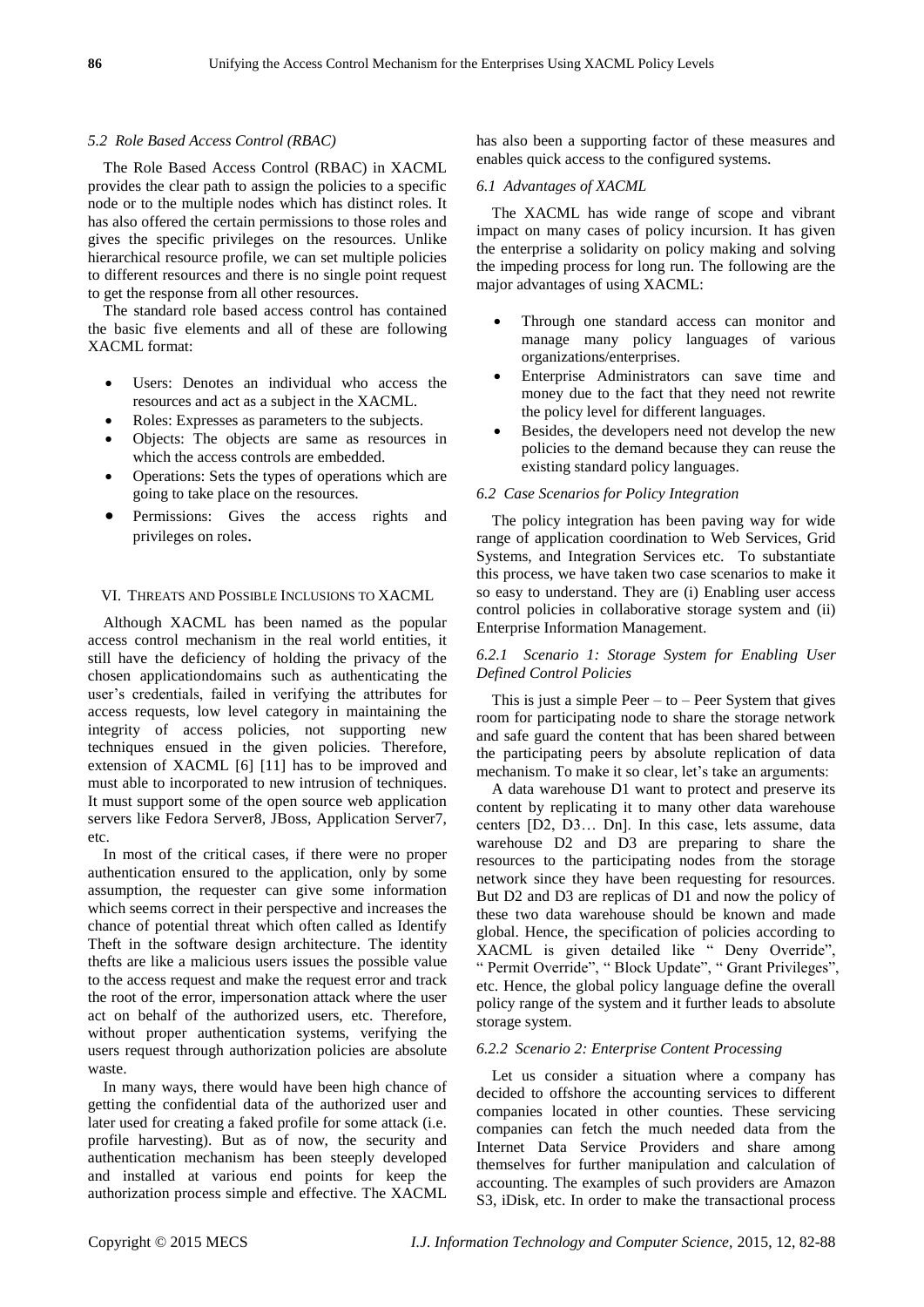### 5.2 *Role Based Access Control (RBAC)*

The Role Based Access Control (RBAC) in XACML provides the clear path to assign the policies to a specific node or to the multiple nodes which has distinct roles. It has also offered the certain permissions to those roles and gives the specific privileges on the resources. Unlike hierarchical resource profile, we can set multiple policies to different resources and there is no single point request to get the response from all other resources.

The standard role based access control has contained the basic five elements and all of these are following XACML format:

- Users: Denotes an individual who access the resources and act as a subject in the XACML.
- Roles: Expresses as parameters to the subjects.
- Objects: The objects are same as resources in which the access controls are embedded.
- Operations: Sets the types of operations which are going to take place on the resources.
- Permissions: Gives the access rights and privileges on roles.

## VI. Threats and Possible Inclusions to XACML

Although XACML has been named as the popular access control mechanism in the real world entities, it still have the deficiency of holding the privacy of the chosen applicationdomains such as authenticating the user's credentials, failed in verifying the attributes for access requests, low level category in maintaining the integrity of access policies, not supporting new techniques ensued in the given policies. Therefore, extension of XACML [6] [11] has to be improved and must able to incorporated to new intrusion of techniques. It must support some of the open source web application servers like Fedora Server8, JBoss, Application Server7, etc.

In most of the critical cases, if there were no proper authentication ensured to the application, only by some assumption, the requester can give some information which seems correct in their perspective and increases the chance of potential threat which often called as Identify Theft in the software design architecture. The identity thefts are like a malicious users issues the possible value to the access request and make the request error and track the root of the error, impersonation attack where the user act on behalf of the authorized users, etc. Therefore, without proper authentication systems, verifying the users request through authorization policies are absolute waste.

In many ways, there would have been high chance of getting the confidential data of the authorized user and later used for creating a faked profile for some attack (i.e. profile harvesting). But as of now, the security and authentication mechanism has been steeply developed and installed at various end points for keep the authorization process simple and effective. The XACML has also been a supporting factor of these measures and enables quick access to the configured systems.

### 6.1 *Advantages of XACML*

The XACML has wide range of scope and vibrant impact on many cases of policy incursion. It has given the enterprise a solidarity on policy making and solving the impeding process for long run. The following are the major advantages of using XACML:

- Through one standard access can monitor and manage many policy languages of various organizations/enterprises.
- Enterprise Administrators can save time and money due to the fact that they need not rewrite the policy level for different languages.
- Besides, the developers need not develop the new policies to the demand because they can reuse the existing standard policy languages.

### 6.2 *Case Scenarios for Policy Integration*

The policy integration has been paving way for wide range of application coordination to Web Services, Grid Systems, and Integration Services etc. To substantiate this process, we have taken two case scenarios to make it so easy to understand. They are (i) Enabling user access control policies in collaborative storage system and (ii) Enterprise Information Management.

#### 6.2.1 *Scenario 1: Storage System for Enabling User Defined Control Policies*

This is just a simple Peer – to – Peer System that gives room for participating node to share the storage network and safe guard the content that has been shared between the participating peers by absolute replication of data mechanism. To make it so clear, let's take an arguments:

A data warehouse D1 want to protect and preserve its content by replicating it to many other data warehouse centers [D2, D3… Dn]. In this case, lets assume, data warehouse D2 and D3 are preparing to share the resources to the participating nodes from the storage network since they have been requesting for resources. But D2 and D3 are replicas of D1 and now the policy of these two data warehouse should be known and made global. Hence, the specification of policies according to XACML is given detailed like " Deny Override", " Permit Override", " Block Update", " Grant Privileges", etc. Hence, the global policy language define the overall policy range of the system and it further leads to absolute storage system.

#### 6.2.2 *Scenario 2: Enterprise Content Processing*

Let us consider a situation where a company has decided to offshore the accounting services to different companies located in other counties. These servicing companies can fetch the much needed data from the Internet Data Service Providers and share among themselves for further manipulation and calculation of accounting. The examples of such providers are Amazon S3, iDisk, etc. In order to make the transactional process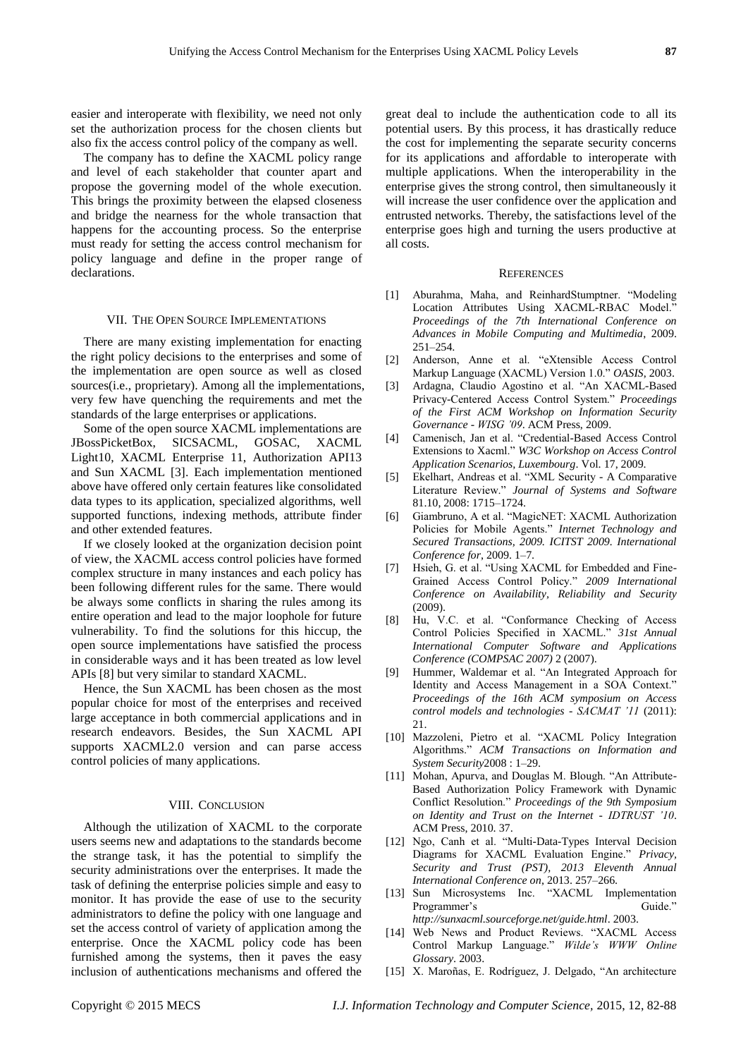easier and interoperate with flexibility, we need not only set the authorization process for the chosen clients but also fix the access control policy of the company as well.

The company has to define the XACML policy range and level of each stakeholder that counter apart and propose the governing model of the whole execution. This brings the proximity between the elapsed closeness and bridge the nearness for the whole transaction that happens for the accounting process. So the enterprise must ready for setting the access control mechanism for policy language and define in the proper range of declarations.

## VII. The Open Source Implementations

There are many existing implementation for enacting the right policy decisions to the enterprises and some of the implementation are open source as well as closed sources(i.e., proprietary). Among all the implementations, very few have quenching the requirements and met the standards of the large enterprises or applications.

Some of the open source XACML implementations are JBossPicketBox, SICSACML, GOSAC, XACML Light10, XACML Enterprise 11, Authorization API13 and Sun XACML [3]. Each implementation mentioned above have offered only certain features like consolidated data types to its application, specialized algorithms, well supported functions, indexing methods, attribute finder and other extended features.

If we closely looked at the organization decision point of view, the XACML access control policies have formed complex structure in many instances and each policy has been following different rules for the same. There would be always some conflicts in sharing the rules among its entire operation and lead to the major loophole for future vulnerability. To find the solutions for this hiccup, the open source implementations have satisfied the process in considerable ways and it has been treated as low level APIs [8] but very similar to standard XACML.

Hence, the Sun XACML has been chosen as the most popular choice for most of the enterprises and received large acceptance in both commercial applications and in research endeavors. Besides, the Sun XACML API supports XACML2.0 version and can parse access control policies of many applications.

## VIII. Conclusion

Although the utilization of XACML to the corporate users seems new and adaptations to the standards become the strange task, it has the potential to simplify the security administrations over the enterprises. It made the task of defining the enterprise policies simple and easy to monitor. It has provide the ease of use to the security administrators to define the policy with one language and set the access control of variety of application among the enterprise. Once the XACML policy code has been furnished among the systems, then it paves the easy inclusion of authentications mechanisms and offered the great deal to include the authentication code to all its potential users. By this process, it has drastically reduce the cost for implementing the separate security concerns for its applications and affordable to interoperate with multiple applications. When the interoperability in the enterprise gives the strong control, then simultaneously it will increase the user confidence over the application and entrusted networks. Thereby, the satisfactions level of the enterprise goes high and turning the users productive at all costs.

## References

[1] Aburahma, Maha, and ReinhardStumptner. "Modeling Location Attributes Using XACML-RBAC Model." *Proceedings of the 7th International Conference on Advances in Mobile Computing and Multimedia*, 2009. 251–254.

[2] Anderson, Anne et al. "eXtensible Access Control Markup Language (XACML) Version 1.0." *OASIS*, 2003.

[3] Ardagna, Claudio Agostino et al. "An XACML-Based Privacy-Centered Access Control System." *Proceedings of the First ACM Workshop on Information Security Governance - WISG '09*. ACM Press, 2009.

[4] Camenisch, Jan et al. "Credential-Based Access Control Extensions to Xacml." *W3C Workshop on Access Control Application Scenarios, Luxembourg*. Vol. 17, 2009.

[5] Ekelhart, Andreas et al. "XML Security - A Comparative Literature Review." *Journal of Systems and Software* 81.10, 2008: 1715–1724.

[6] Giambruno, A et al. "MagicNET: XACML Authorization Policies for Mobile Agents." *Internet Technology and Secured Transactions, 2009. ICITST 2009. International Conference for*, 2009. 1–7.

[7] Hsieh, G. et al. "Using XACML for Embedded and Fine-Grained Access Control Policy." *2009 International Conference on Availability, Reliability and Security* (2009).

[8] Hu, V.C. et al. "Conformance Checking of Access Control Policies Specified in XACML." *31st Annual International Computer Software and Applications Conference (COMPSAC 2007)* 2 (2007).

[9] Hummer, Waldemar et al. "An Integrated Approach for Identity and Access Management in a SOA Context." *Proceedings of the 16th ACM symposium on Access control models and technologies - SACMAT '11* (2011): 21.

[10] Mazzoleni, Pietro et al. "XACML Policy Integration Algorithms." *ACM Transactions on Information and System Security*2008 : 1–29.

[11] Mohan, Apurva, and Douglas M. Blough. "An Attribute-Based Authorization Policy Framework with Dynamic Conflict Resolution." *Proceedings of the 9th Symposium on Identity and Trust on the Internet - IDTRUST '10*. ACM Press, 2010. 37.

[12] Ngo, Canh et al. "Multi-Data-Types Interval Decision Diagrams for XACML Evaluation Engine." *Privacy, Security and Trust (PST), 2013 Eleventh Annual International Conference on*, 2013. 257–266.

[13] Sun Microsystems Inc. "XACML Implementation Programmer's Guide." *http://sunxacml.sourceforge.net/guide.html*. 2003.

[14] Web News and Product Reviews. "XACML Access Control Markup Language." *Wilde's WWW Online Glossary*. 2003.

[15] X. Maroñas, E. Rodríguez, J. Delgado, "An architecture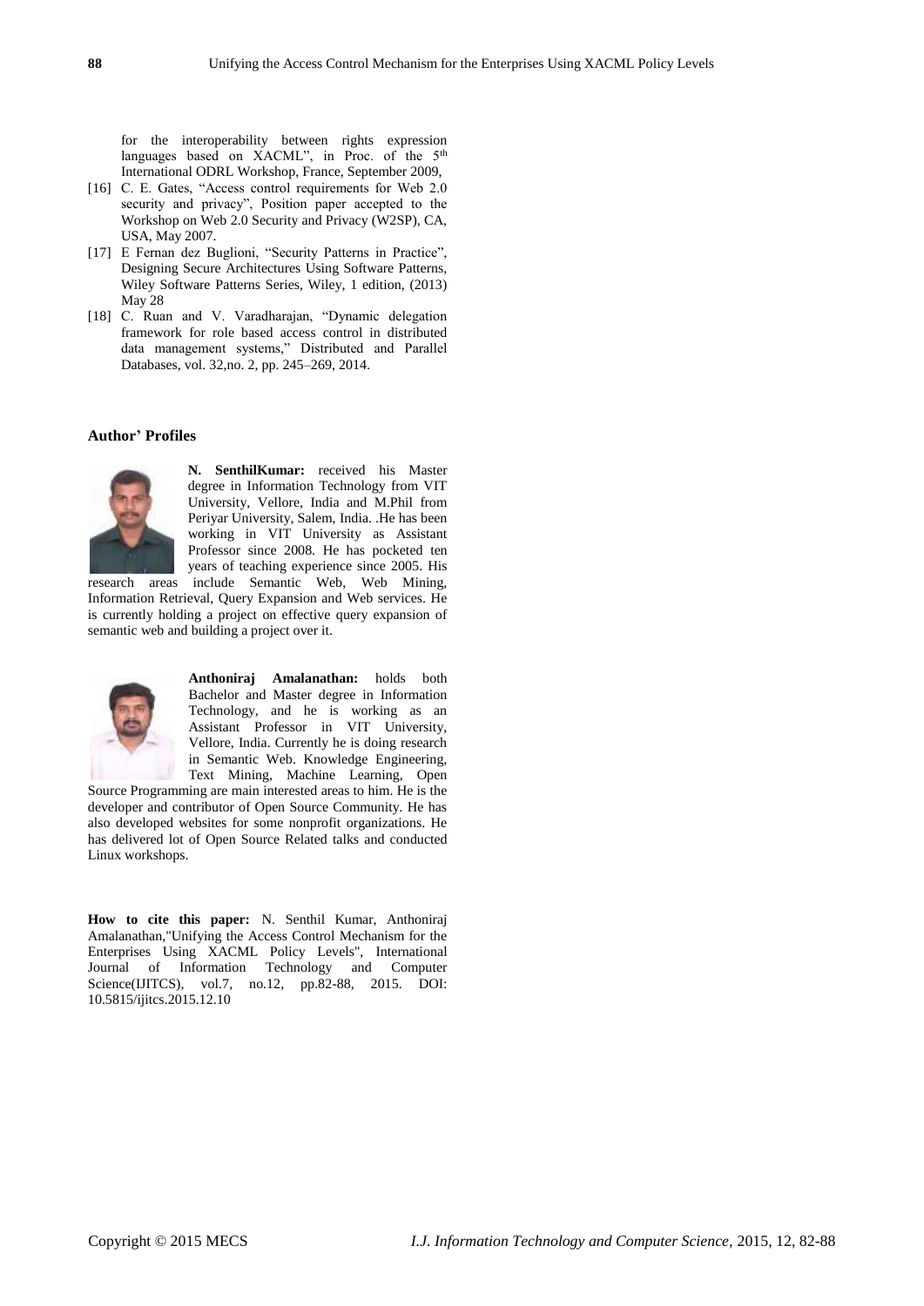for the interoperability between rights expression languages based on XACML", in Proc. of the 5th International ODRL Workshop, France, September 2009,

[16] C. E. Gates, "Access control requirements for Web 2.0 security and privacy", Position paper accepted to the Workshop on Web 2.0 Security and Privacy (W2SP), CA, USA, May 2007.

[17] E Fernan dez Buglioni, "Security Patterns in Practice", Designing Secure Architectures Using Software Patterns, Wiley Software Patterns Series, Wiley, 1 edition, (2013) May 28

[18] C. Ruan and V. Varadharajan, "Dynamic delegation framework for role based access control in distributed data management systems," Distributed and Parallel Databases, vol. 32,no. 2, pp. 245–269, 2014.

## Author' Profiles

**N. SenthilKumar:** received his Master degree in Information Technology from VIT University, Vellore, India and M.Phil from Periyar University, Salem, India. .He has been working in VIT University as Assistant Professor since 2008. He has pocketed ten years of teaching experience since 2005. His research areas include Semantic Web, Web Mining, Information Retrieval, Query Expansion and Web services. He is currently holding a project on effective query expansion of semantic web and building a project over it.

**Anthoniraj Amalanathan:** holds both Bachelor and Master degree in Information Technology, and he is working as an Assistant Professor in VIT University, Vellore, India. Currently he is doing research in Semantic Web. Knowledge Engineering, Text Mining, Machine Learning, Open Source Programming are main interested areas to him. He is the developer and contributor of Open Source Community. He has also developed websites for some nonprofit organizations. He has delivered lot of Open Source Related talks and conducted Linux workshops.

**How to cite this paper:** N. Senthil Kumar, Anthoniraj Amalanathan,"Unifying the Access Control Mechanism for the Enterprises Using XACML Policy Levels", International Journal of Information Technology and Computer Science(IJITCS), vol.7, no.12, pp.82-88, 2015. DOI: 10.5815/ijitcs.2015.12.10